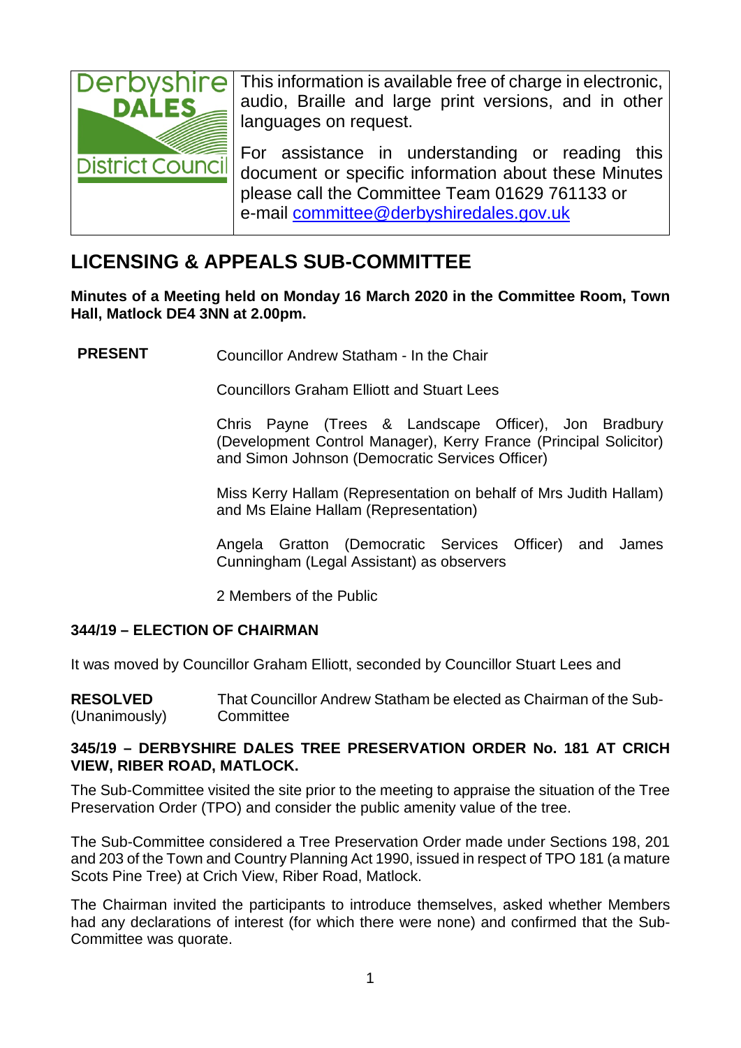Derbyshire DALES District Council

This information is available free of charge in electronic, audio, Braille and large print versions, and in other languages on request.

For assistance in understanding or reading this document or specific information about these Minutes please call the Committee Team 01629 761133 or e-mail committee@derbyshiredales.gov.uk

# LICENSING & APPEALS SUB-COMMITTEE

**Minutes of a Meeting held on Monday 16 March 2020 in the Committee Room, Town Hall, Matlock DE4 3NN at 2.00pm.**

**PRESENT**

Councillor Andrew Statham - In the Chair

Councillors Graham Elliott and Stuart Lees

Chris Payne (Trees & Landscape Officer), Jon Bradbury (Development Control Manager), Kerry France (Principal Solicitor) and Simon Johnson (Democratic Services Officer)

Miss Kerry Hallam (Representation on behalf of Mrs Judith Hallam) and Ms Elaine Hallam (Representation)

Angela Gratton (Democratic Services Officer) and James Cunningham (Legal Assistant) as observers

2 Members of the Public

## 344/19 – ELECTION OF CHAIRMAN

It was moved by Councillor Graham Elliott, seconded by Councillor Stuart Lees and

**RESOLVED** (Unanimously) That Councillor Andrew Statham be elected as Chairman of the Sub-Committee

## 345/19 – DERBYSHIRE DALES TREE PRESERVATION ORDER No. 181 AT CRICH VIEW, RIBER ROAD, MATLOCK.

The Sub-Committee visited the site prior to the meeting to appraise the situation of the Tree Preservation Order (TPO) and consider the public amenity value of the tree.

The Sub-Committee considered a Tree Preservation Order made under Sections 198, 201 and 203 of the Town and Country Planning Act 1990, issued in respect of TPO 181 (a mature Scots Pine Tree) at Crich View, Riber Road, Matlock.

The Chairman invited the participants to introduce themselves, asked whether Members had any declarations of interest (for which there were none) and confirmed that the Sub-Committee was quorate.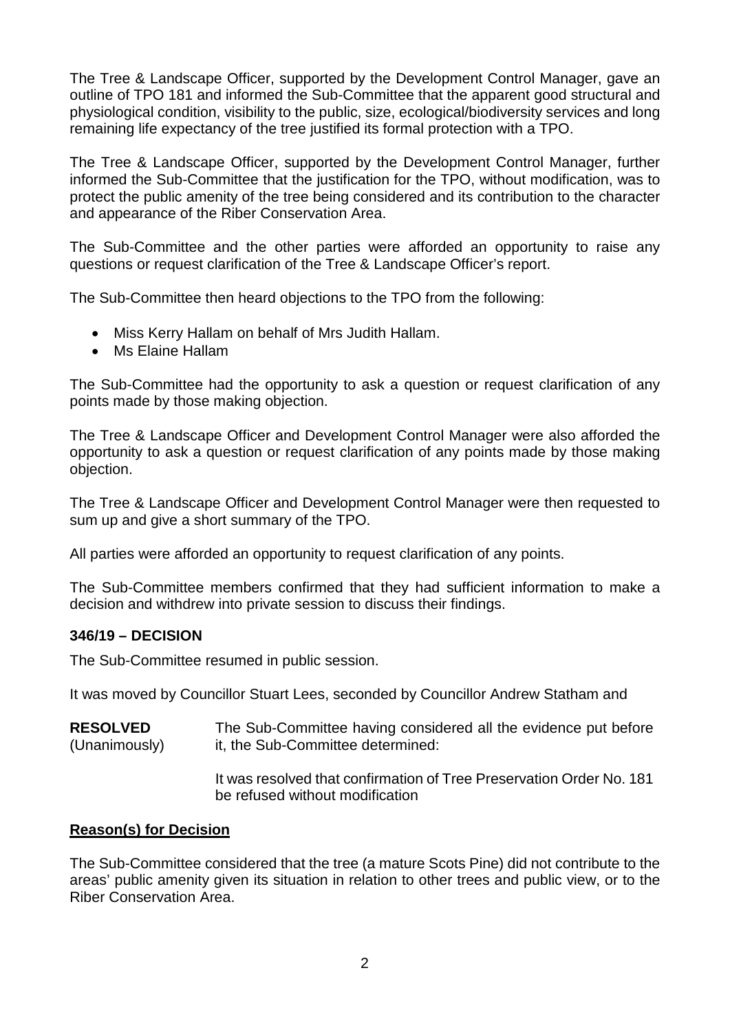The Tree & Landscape Officer, supported by the Development Control Manager, gave an outline of TPO 181 and informed the Sub-Committee that the apparent good structural and physiological condition, visibility to the public, size, ecological/biodiversity services and long remaining life expectancy of the tree justified its formal protection with a TPO.

The Tree & Landscape Officer, supported by the Development Control Manager, further informed the Sub-Committee that the justification for the TPO, without modification, was to protect the public amenity of the tree being considered and its contribution to the character and appearance of the Riber Conservation Area.

The Sub-Committee and the other parties were afforded an opportunity to raise any questions or request clarification of the Tree & Landscape Officer's report.

The Sub-Committee then heard objections to the TPO from the following:

- Miss Kerry Hallam on behalf of Mrs Judith Hallam.
- Ms Elaine Hallam

The Sub-Committee had the opportunity to ask a question or request clarification of any points made by those making objection.

The Tree & Landscape Officer and Development Control Manager were also afforded the opportunity to ask a question or request clarification of any points made by those making objection.

The Tree & Landscape Officer and Development Control Manager were then requested to sum up and give a short summary of the TPO.

All parties were afforded an opportunity to request clarification of any points.

The Sub-Committee members confirmed that they had sufficient information to make a decision and withdrew into private session to discuss their findings.

### 346/19 – DECISION

The Sub-Committee resumed in public session.

It was moved by Councillor Stuart Lees, seconded by Councillor Andrew Statham and

**RESOLVED** (Unanimously) The Sub-Committee having considered all the evidence put before it, the Sub-Committee determined:

It was resolved that confirmation of Tree Preservation Order No. 181 be refused without modification

**<u>Reason(s) for Decision</u>**

The Sub-Committee considered that the tree (a mature Scots Pine) did not contribute to the areas' public amenity given its situation in relation to other trees and public view, or to the Riber Conservation Area.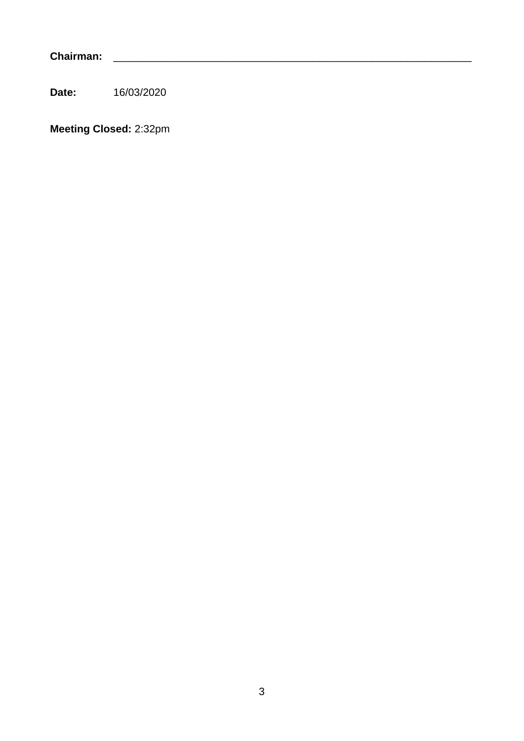**Chairman:** \_\_\_\_\_\_\_\_\_\_\_\_\_\_\_\_\_\_\_\_\_\_\_\_\_\_\_\_\_\_\_\_\_\_\_\_\_\_\_\_\_\_\_\_\_\_\_\_\_\_\_\_\_\_\_\_\_\_\_\_\_\_

**Date:** 16/03/2020

**Meeting Closed:** 2:32pm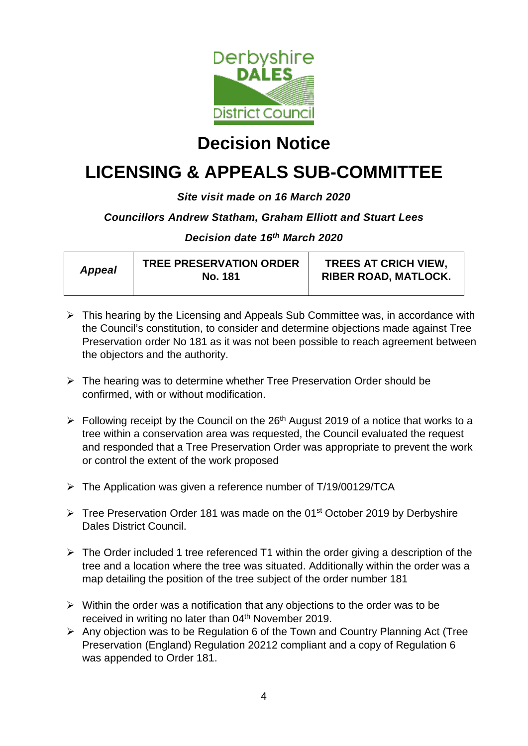# Decision Notice

# LICENSING & APPEALS SUB-COMMITTEE

***Site visit made on 16 March 2020***

***Councillors Andrew Statham, Graham Elliott and Stuart Lees***

***Decision date 16th March 2020***

| ***Appeal*** | **TREE PRESERVATION ORDER No. 181** | **TREES AT CRICH VIEW, RIBER ROAD, MATLOCK.** |
|---|---|---|

- This hearing by the Licensing and Appeals Sub Committee was, in accordance with the Council's constitution, to consider and determine objections made against Tree Preservation order No 181 as it was not been possible to reach agreement between the objectors and the authority.

- The hearing was to determine whether Tree Preservation Order should be confirmed, with or without modification.

- Following receipt by the Council on the 26th August 2019 of a notice that works to a tree within a conservation area was requested, the Council evaluated the request and responded that a Tree Preservation Order was appropriate to prevent the work or control the extent of the work proposed

- The Application was given a reference number of T/19/00129/TCA

- Tree Preservation Order 181 was made on the 01st October 2019 by Derbyshire Dales District Council.

- The Order included 1 tree referenced T1 within the order giving a description of the tree and a location where the tree was situated. Additionally within the order was a map detailing the position of the tree subject of the order number 181

- Within the order was a notification that any objections to the order was to be received in writing no later than 04th November 2019.
- Any objection was to be Regulation 6 of the Town and Country Planning Act (Tree Preservation (England) Regulation 20212 compliant and a copy of Regulation 6 was appended to Order 181.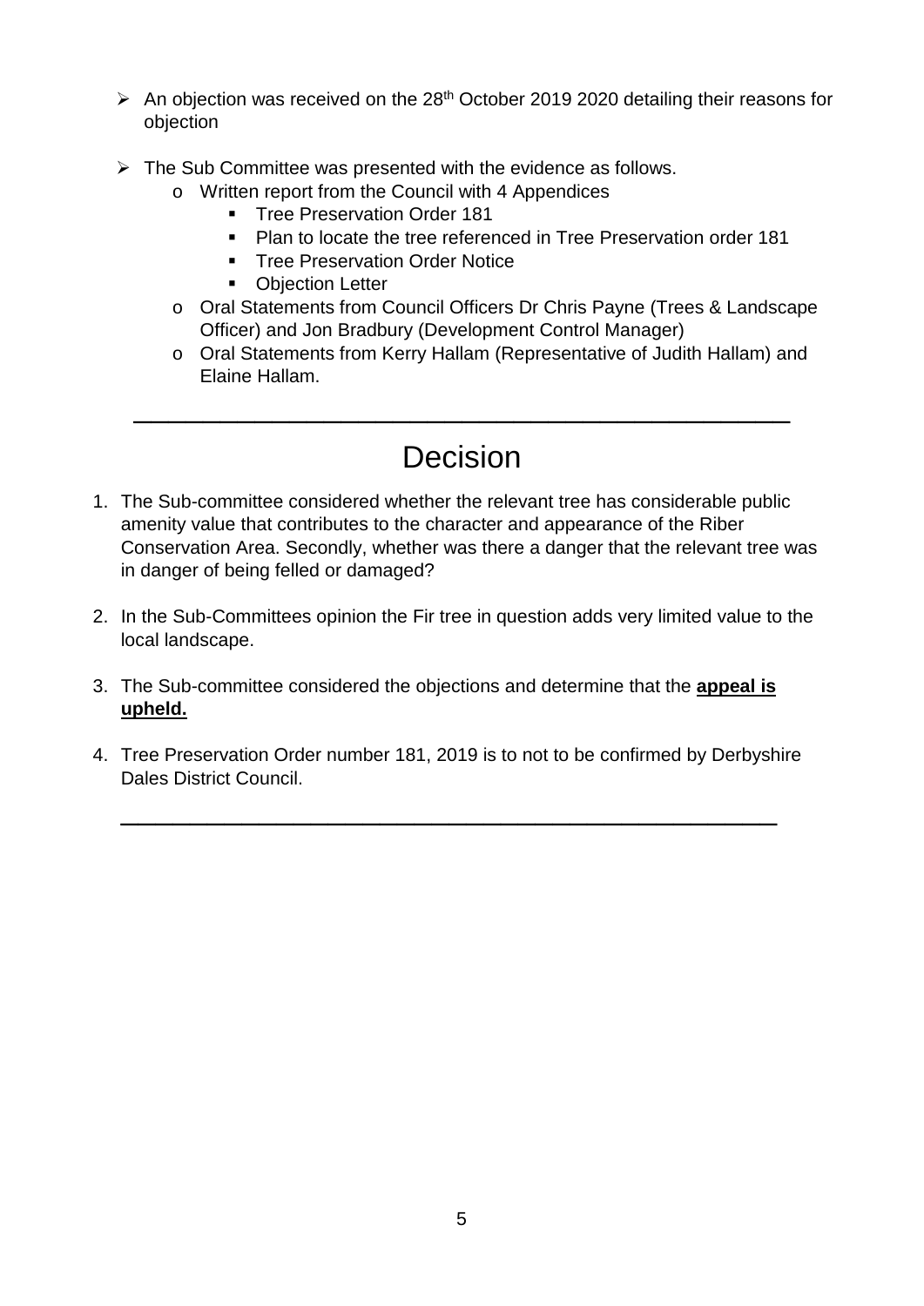- An objection was received on the 28th October 2019 2020 detailing their reasons for objection

- The Sub Committee was presented with the evidence as follows.
  - Written report from the Council with 4 Appendices
    - Tree Preservation Order 181
    - Plan to locate the tree referenced in Tree Preservation order 181
    - Tree Preservation Order Notice
    - Objection Letter
  - Oral Statements from Council Officers Dr Chris Payne (Trees & Landscape Officer) and Jon Bradbury (Development Control Manager)
  - Oral Statements from Kerry Hallam (Representative of Judith Hallam) and Elaine Hallam.

---

# Decision

1. The Sub-committee considered whether the relevant tree has considerable public amenity value that contributes to the character and appearance of the Riber Conservation Area. Secondly, whether was there a danger that the relevant tree was in danger of being felled or damaged?

2. In the Sub-Committees opinion the Fir tree in question adds very limited value to the local landscape.

3. The Sub-committee considered the objections and determine that the **appeal is upheld.**

4. Tree Preservation Order number 181, 2019 is to not to be confirmed by Derbyshire Dales District Council.

---